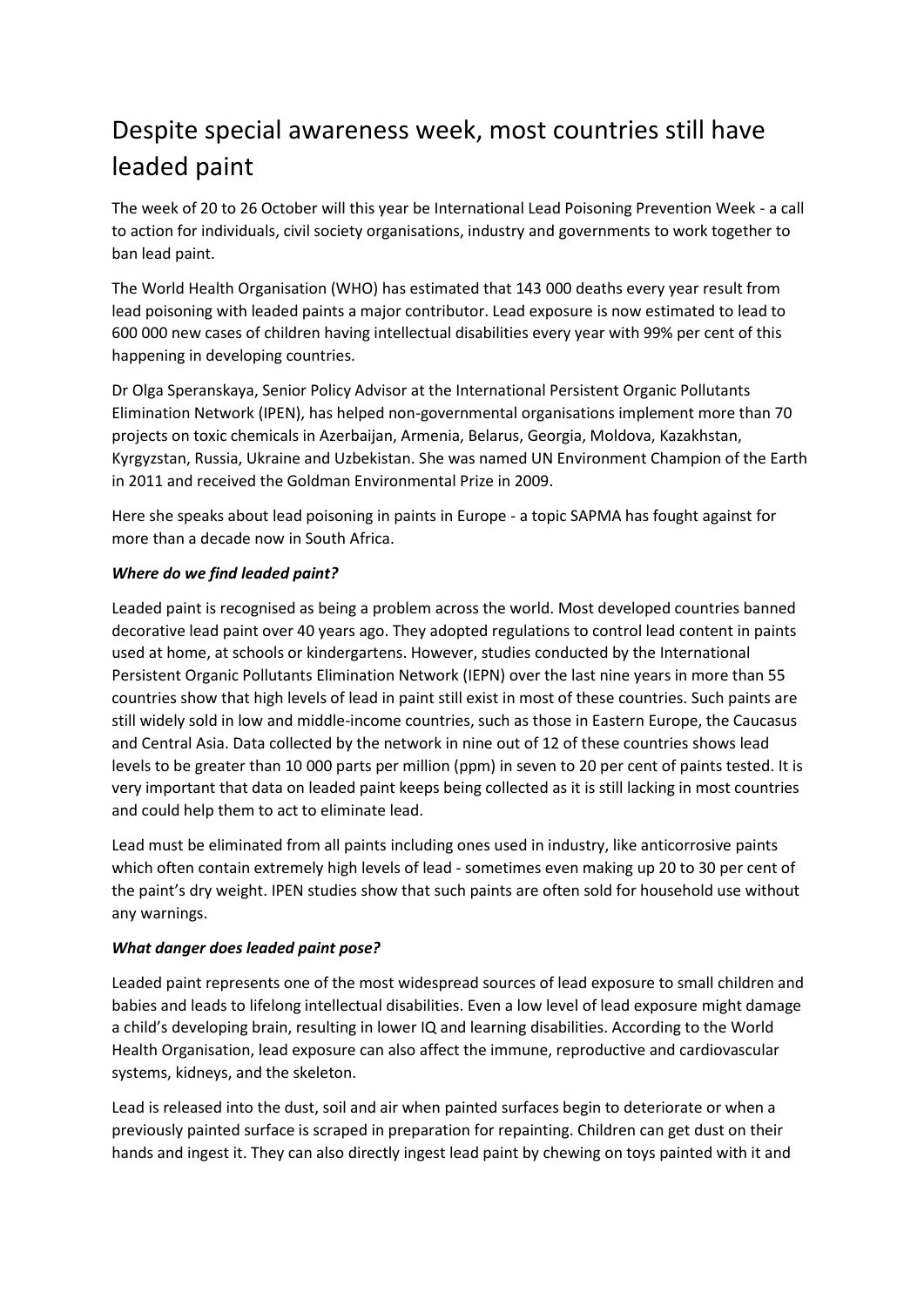# Despite special awareness week, most countries still have leaded paint

The week of 20 to 26 October will this year be International Lead Poisoning Prevention Week - a call to action for individuals, civil society organisations, industry and governments to work together to ban lead paint.

The World Health Organisation (WHO) has estimated that 143 000 deaths every year result from lead poisoning with leaded paints a major contributor. Lead exposure is now estimated to lead to 600 000 new cases of children having intellectual disabilities every year with 99% per cent of this happening in developing countries.

Dr Olga Speranskaya, Senior Policy Advisor at the International Persistent Organic Pollutants Elimination Network (IPEN), has helped non-governmental organisations implement more than 70 projects on toxic chemicals in Azerbaijan, Armenia, Belarus, Georgia, Moldova, Kazakhstan, Kyrgyzstan, Russia, Ukraine and Uzbekistan. She was named UN Environment Champion of the Earth in 2011 and received the Goldman Environmental Prize in 2009.

Here she speaks about lead poisoning in paints in Europe - a topic SAPMA has fought against for more than a decade now in South Africa.

***Where do we find leaded paint?***

Leaded paint is recognised as being a problem across the world. Most developed countries banned decorative lead paint over 40 years ago. They adopted regulations to control lead content in paints used at home, at schools or kindergartens. However, studies conducted by the International Persistent Organic Pollutants Elimination Network (IEPN) over the last nine years in more than 55 countries show that high levels of lead in paint still exist in most of these countries. Such paints are still widely sold in low and middle-income countries, such as those in Eastern Europe, the Caucasus and Central Asia. Data collected by the network in nine out of 12 of these countries shows lead levels to be greater than 10 000 parts per million (ppm) in seven to 20 per cent of paints tested. It is very important that data on leaded paint keeps being collected as it is still lacking in most countries and could help them to act to eliminate lead.

Lead must be eliminated from all paints including ones used in industry, like anticorrosive paints which often contain extremely high levels of lead - sometimes even making up 20 to 30 per cent of the paint's dry weight. IPEN studies show that such paints are often sold for household use without any warnings.

***What danger does leaded paint pose?***

Leaded paint represents one of the most widespread sources of lead exposure to small children and babies and leads to lifelong intellectual disabilities. Even a low level of lead exposure might damage a child's developing brain, resulting in lower IQ and learning disabilities. According to the World Health Organisation, lead exposure can also affect the immune, reproductive and cardiovascular systems, kidneys, and the skeleton.

Lead is released into the dust, soil and air when painted surfaces begin to deteriorate or when a previously painted surface is scraped in preparation for repainting. Children can get dust on their hands and ingest it. They can also directly ingest lead paint by chewing on toys painted with it and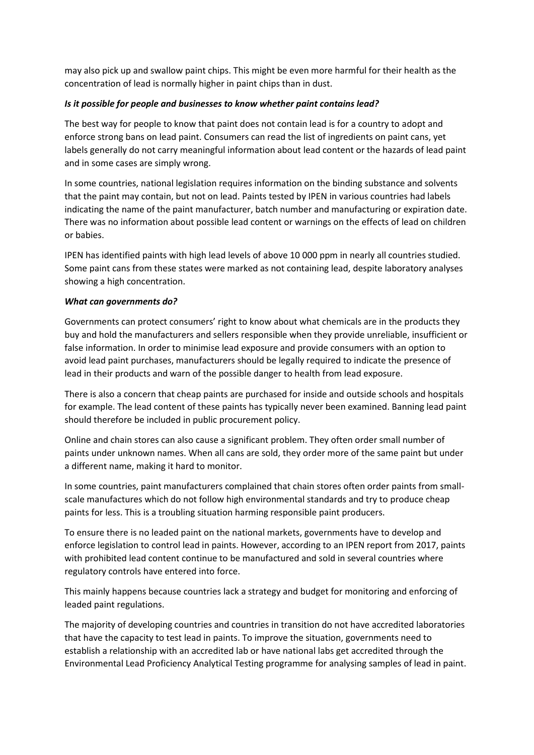may also pick up and swallow paint chips. This might be even more harmful for their health as the concentration of lead is normally higher in paint chips than in dust.

***Is it possible for people and businesses to know whether paint contains lead?***

The best way for people to know that paint does not contain lead is for a country to adopt and enforce strong bans on lead paint. Consumers can read the list of ingredients on paint cans, yet labels generally do not carry meaningful information about lead content or the hazards of lead paint and in some cases are simply wrong.

In some countries, national legislation requires information on the binding substance and solvents that the paint may contain, but not on lead. Paints tested by IPEN in various countries had labels indicating the name of the paint manufacturer, batch number and manufacturing or expiration date. There was no information about possible lead content or warnings on the effects of lead on children or babies.

IPEN has identified paints with high lead levels of above 10 000 ppm in nearly all countries studied. Some paint cans from these states were marked as not containing lead, despite laboratory analyses showing a high concentration.

***What can governments do?***

Governments can protect consumers' right to know about what chemicals are in the products they buy and hold the manufacturers and sellers responsible when they provide unreliable, insufficient or false information. In order to minimise lead exposure and provide consumers with an option to avoid lead paint purchases, manufacturers should be legally required to indicate the presence of lead in their products and warn of the possible danger to health from lead exposure.

There is also a concern that cheap paints are purchased for inside and outside schools and hospitals for example. The lead content of these paints has typically never been examined. Banning lead paint should therefore be included in public procurement policy.

Online and chain stores can also cause a significant problem. They often order small number of paints under unknown names. When all cans are sold, they order more of the same paint but under a different name, making it hard to monitor.

In some countries, paint manufacturers complained that chain stores often order paints from small-scale manufactures which do not follow high environmental standards and try to produce cheap paints for less. This is a troubling situation harming responsible paint producers.

To ensure there is no leaded paint on the national markets, governments have to develop and enforce legislation to control lead in paints. However, according to an IPEN report from 2017, paints with prohibited lead content continue to be manufactured and sold in several countries where regulatory controls have entered into force.

This mainly happens because countries lack a strategy and budget for monitoring and enforcing of leaded paint regulations.

The majority of developing countries and countries in transition do not have accredited laboratories that have the capacity to test lead in paints. To improve the situation, governments need to establish a relationship with an accredited lab or have national labs get accredited through the Environmental Lead Proficiency Analytical Testing programme for analysing samples of lead in paint.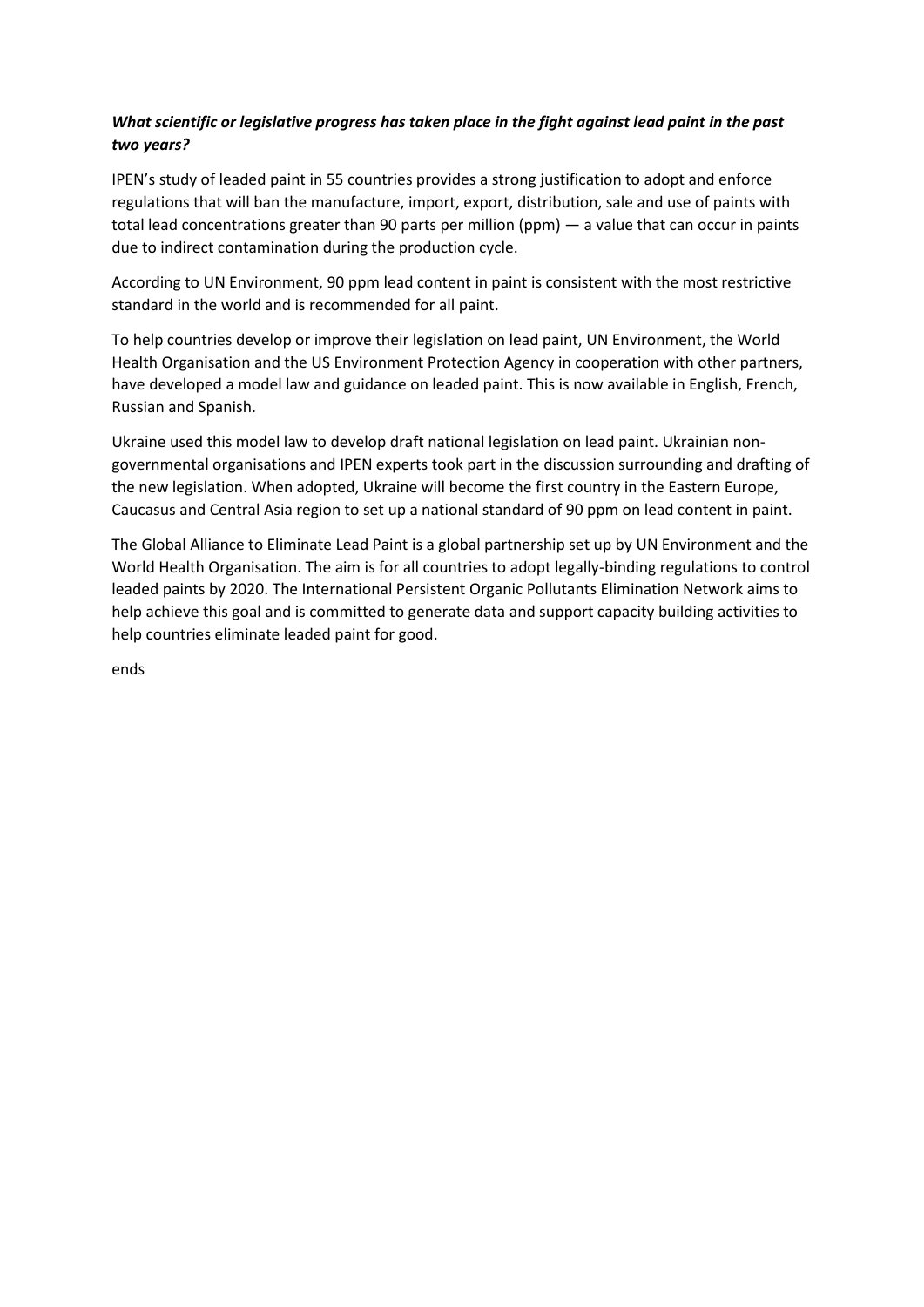***What scientific or legislative progress has taken place in the fight against lead paint in the past two years?***

IPEN's study of leaded paint in 55 countries provides a strong justification to adopt and enforce regulations that will ban the manufacture, import, export, distribution, sale and use of paints with total lead concentrations greater than 90 parts per million (ppm) — a value that can occur in paints due to indirect contamination during the production cycle.

According to UN Environment, 90 ppm lead content in paint is consistent with the most restrictive standard in the world and is recommended for all paint.

To help countries develop or improve their legislation on lead paint, UN Environment, the World Health Organisation and the US Environment Protection Agency in cooperation with other partners, have developed a model law and guidance on leaded paint. This is now available in English, French, Russian and Spanish.

Ukraine used this model law to develop draft national legislation on lead paint. Ukrainian non-governmental organisations and IPEN experts took part in the discussion surrounding and drafting of the new legislation. When adopted, Ukraine will become the first country in the Eastern Europe, Caucasus and Central Asia region to set up a national standard of 90 ppm on lead content in paint.

The Global Alliance to Eliminate Lead Paint is a global partnership set up by UN Environment and the World Health Organisation. The aim is for all countries to adopt legally-binding regulations to control leaded paints by 2020. The International Persistent Organic Pollutants Elimination Network aims to help achieve this goal and is committed to generate data and support capacity building activities to help countries eliminate leaded paint for good.

ends